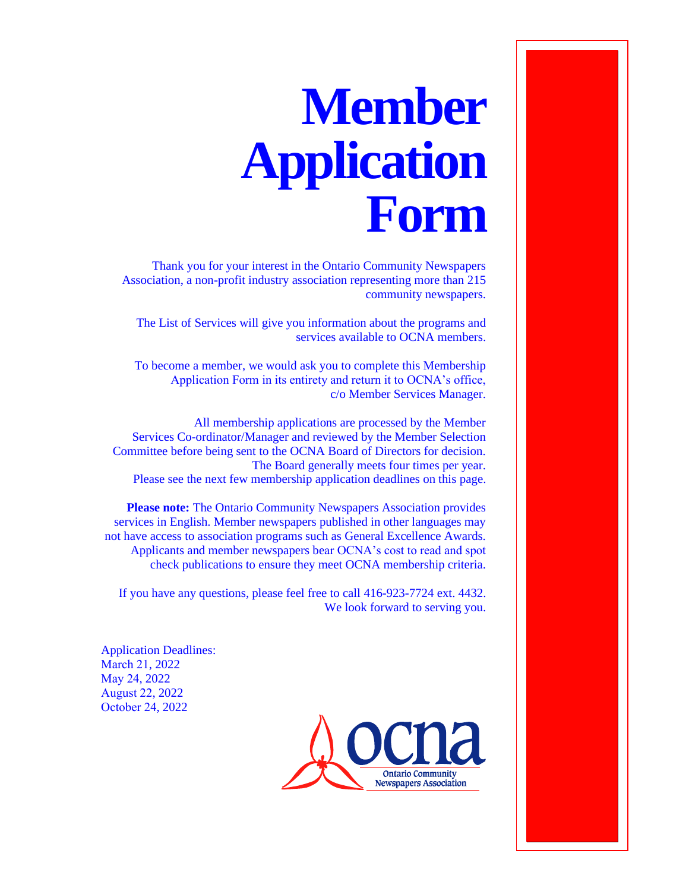# Member Application Form

Thank you for your interest in the Ontario Community Newspapers Association, a non-profit industry association representing more than 215 community newspapers.

The List of Services will give you information about the programs and services available to OCNA members.

To become a member, we would ask you to complete this Membership Application Form in its entirety and return it to OCNA's office, c/o Member Services Manager.

All membership applications are processed by the Member Services Co-ordinator/Manager and reviewed by the Member Selection Committee before being sent to the OCNA Board of Directors for decision. The Board generally meets four times per year. Please see the next few membership application deadlines on this page.

**Please note:** The Ontario Community Newspapers Association provides services in English. Member newspapers published in other languages may not have access to association programs such as General Excellence Awards. Applicants and member newspapers bear OCNA's cost to read and spot check publications to ensure they meet OCNA membership criteria.

If you have any questions, please feel free to call 416-923-7724 ext. 4432. We look forward to serving you.

Application Deadlines:
March 21, 2022
May 24, 2022
August 22, 2022
October 24, 2022

ocna
Ontario Community Newspapers Association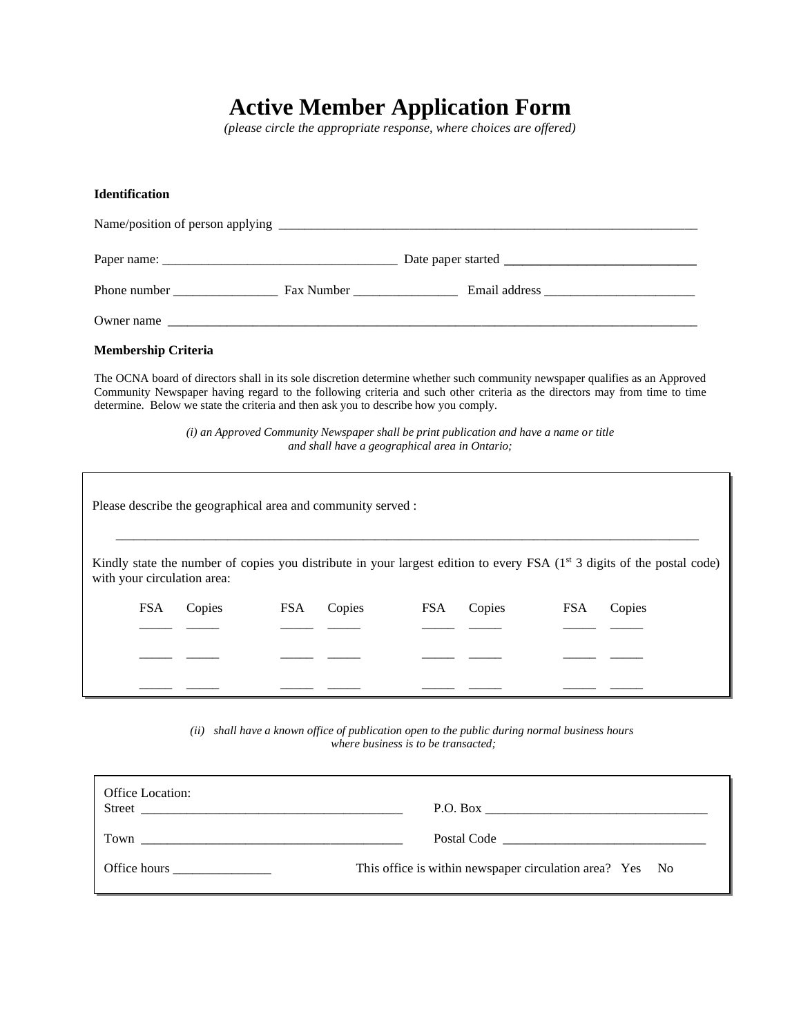# Active Member Application Form

*(please circle the appropriate response, where choices are offered)*

**Identification**

Name/position of person applying ______________________________________________________________

Paper name: ___________________________________ Date paper started ____________________________

Phone number ________________ Fax Number ________________ Email address _______________________

Owner name ____________________________________________________________________________________

**Membership Criteria**

The OCNA board of directors shall in its sole discretion determine whether such community newspaper qualifies as an Approved Community Newspaper having regard to the following criteria and such other criteria as the directors may from time to time determine. Below we state the criteria and then ask you to describe how you comply.

*(i) an Approved Community Newspaper shall be print publication and have a name or title and shall have a geographical area in Ontario;*

Please describe the geographical area and community served :

_____________________________________________________________________________________________

Kindly state the number of copies you distribute in your largest edition to every FSA (1st 3 digits of the postal code) with your circulation area:

| FSA | Copies | FSA | Copies | FSA | Copies | FSA | Copies |
|---|---|---|---|---|---|---|---|
| _____ | _____ | _____ | _____ | _____ | _____ | _____ | _____ |
| _____ | _____ | _____ | _____ | _____ | _____ | _____ | _____ |
| _____ | _____ | _____ | _____ | _____ | _____ | _____ | _____ |

*(ii) shall have a known office of publication open to the public during normal business hours where business is to be transacted;*

Office Location:

Street ________________________________________ P.O. Box __________________________________

Town _________________________________________ Postal Code _______________________________

Office hours _______________ This office is within newspaper circulation area? Yes No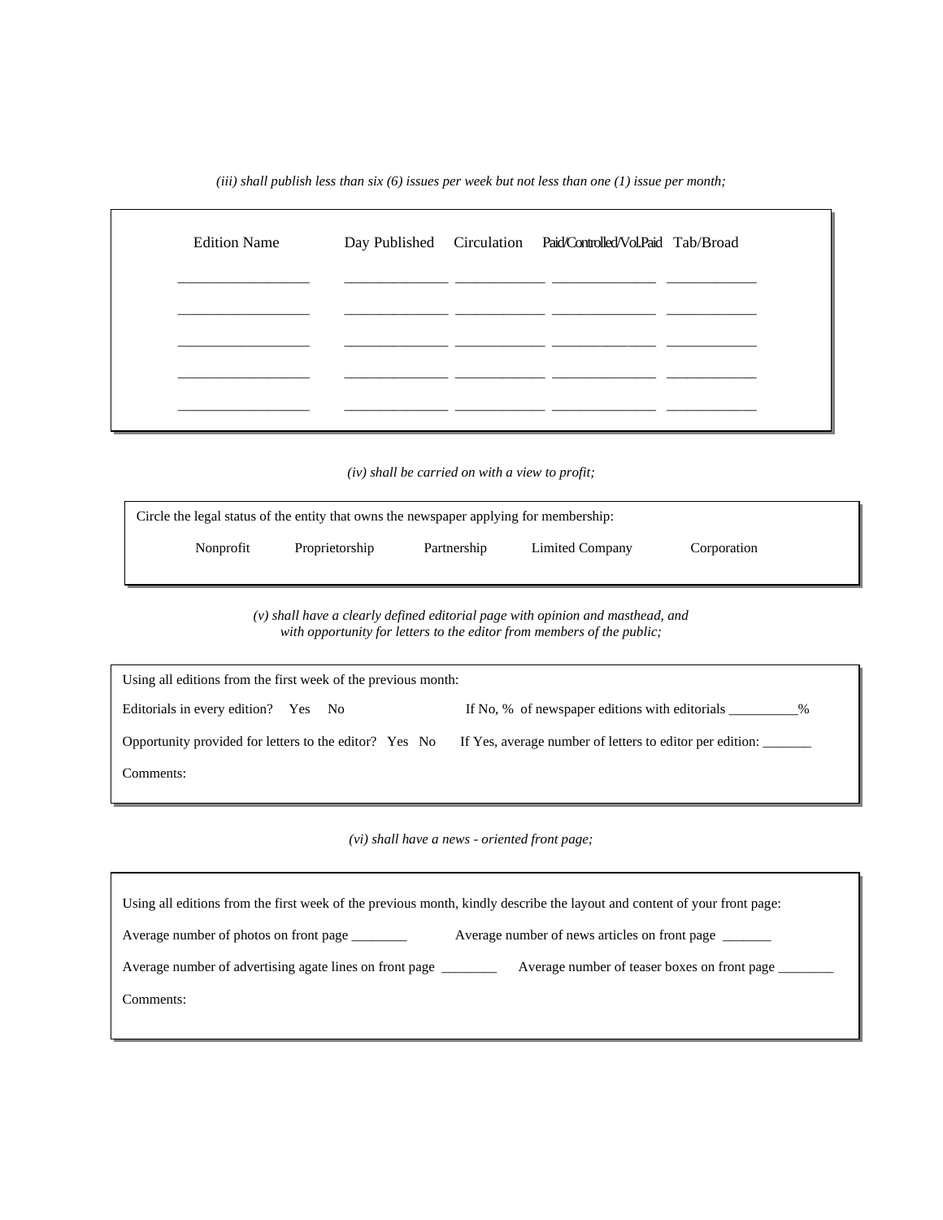*(iii) shall publish less than six (6) issues per week but not less than one (1) issue per month;*

| Edition Name | Day Published | Circulation | Paid/Controlled/Vol.Paid | Tab/Broad |
|---|---|---|---|---|
| ________________ | _____________ | ___________ | _____________ | ___________ |
| ________________ | _____________ | ___________ | _____________ | ___________ |
| ________________ | _____________ | ___________ | _____________ | ___________ |
| ________________ | _____________ | ___________ | _____________ | ___________ |
| ________________ | _____________ | ___________ | _____________ | ___________ |

*(iv) shall be carried on with a view to profit;*

Circle the legal status of the entity that owns the newspaper applying for membership:

Nonprofit     Proprietorship     Partnership     Limited Company     Corporation

*(v) shall have a clearly defined editorial page with opinion and masthead, and with opportunity for letters to the editor from members of the public;*

Using all editions from the first week of the previous month:

Editorials in every edition?   Yes   No     If No, %  of newspaper editions with editorials __________%

Opportunity provided for letters to the editor?  Yes  No     If Yes, average number of letters to editor per edition: _______

Comments:

*(vi) shall have a news - oriented front page;*

Using all editions from the first week of the previous month, kindly describe the layout and content of your front page:

Average number of photos on front page ________     Average number of news articles on front page _______

Average number of advertising agate lines on front page ________     Average number of teaser boxes on front page ________

Comments: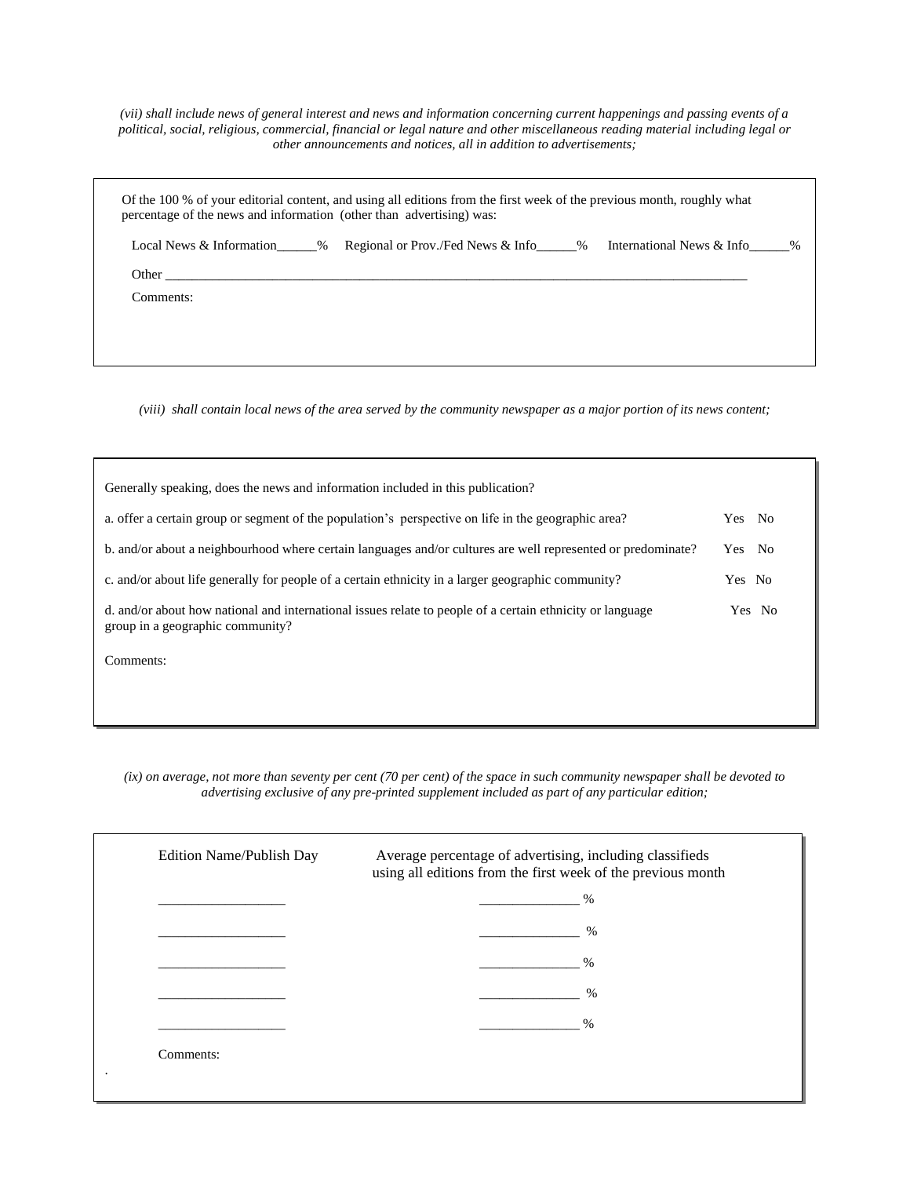*(vii) shall include news of general interest and news and information concerning current happenings and passing events of a political, social, religious, commercial, financial or legal nature and other miscellaneous reading material including legal or other announcements and notices, all in addition to advertisements;*

Of the 100 % of your editorial content, and using all editions from the first week of the previous month, roughly what percentage of the news and information (other than advertising) was:

Local News & Information______% Regional or Prov./Fed News & Info______% International News & Info______%

Other ____________________________________________________________________________________

Comments:

*(viii) shall contain local news of the area served by the community newspaper as a major portion of its news content;*

Generally speaking, does the news and information included in this publication?

a. offer a certain group or segment of the population's perspective on life in the geographic area? Yes No

b. and/or about a neighbourhood where certain languages and/or cultures are well represented or predominate? Yes No

c. and/or about life generally for people of a certain ethnicity in a larger geographic community? Yes No

d. and/or about how national and international issues relate to people of a certain ethnicity or language group in a geographic community? Yes No

Comments:

*(ix) on average, not more than seventy per cent (70 per cent) of the space in such community newspaper shall be devoted to advertising exclusive of any pre-printed supplement included as part of any particular edition;*

| Edition Name/Publish Day | Average percentage of advertising, including classifieds using all editions from the first week of the previous month |
|---|---|
| __________________ | _______________ % |
| __________________ | _______________ % |
| __________________ | _______________ % |
| __________________ | _______________ % |
| __________________ | _______________ % |

Comments: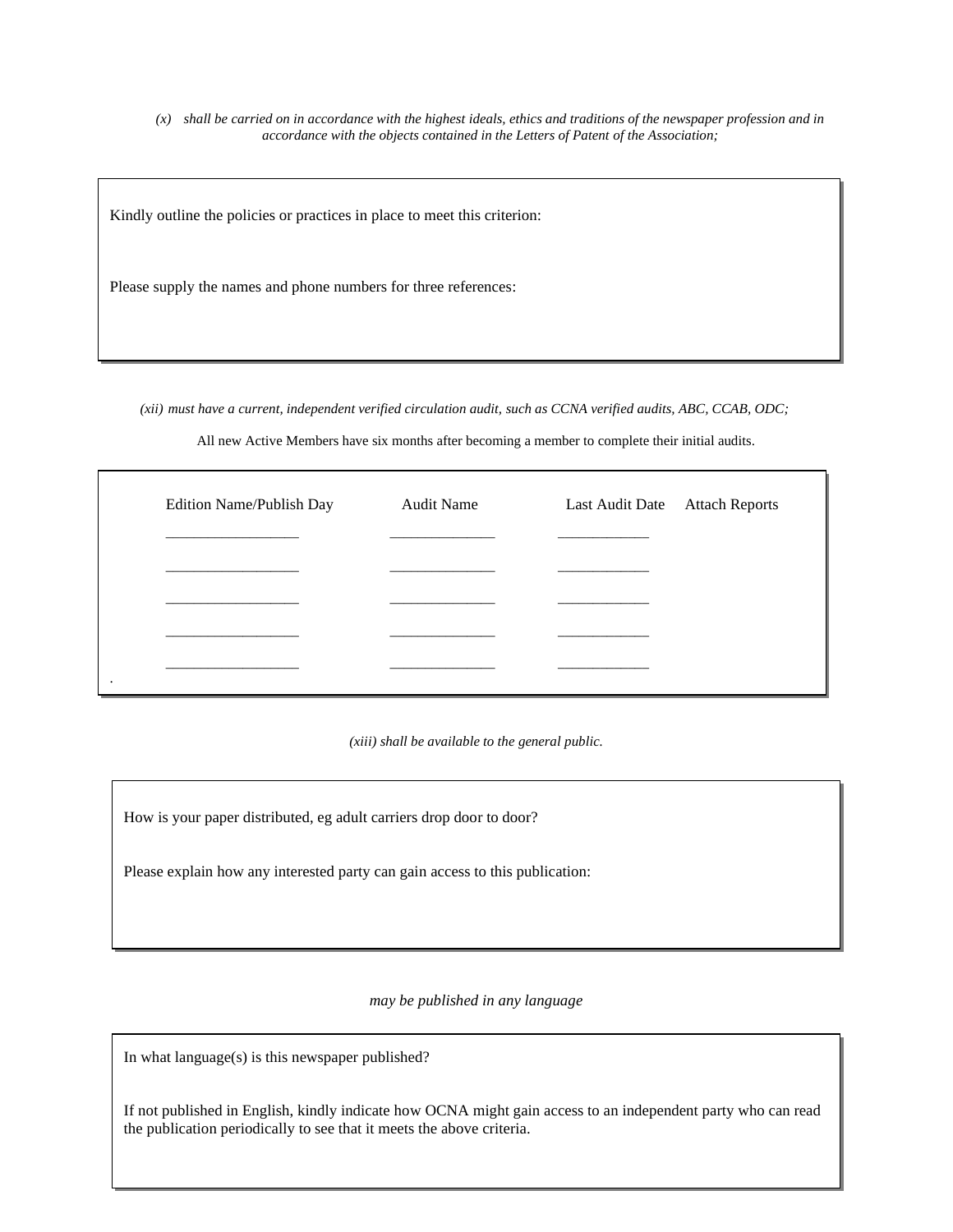*(x) shall be carried on in accordance with the highest ideals, ethics and traditions of the newspaper profession and in accordance with the objects contained in the Letters of Patent of the Association;*

Kindly outline the policies or practices in place to meet this criterion:

Please supply the names and phone numbers for three references:

*(xii) must have a current, independent verified circulation audit, such as CCNA verified audits, ABC, CCAB, ODC;*

All new Active Members have six months after becoming a member to complete their initial audits.

| Edition Name/Publish Day | Audit Name | Last Audit Date | Attach Reports |
|---|---|---|---|
| _________________ | ______________ | ____________ | |
| _________________ | ______________ | ____________ | |
| _________________ | ______________ | ____________ | |
| _________________ | ______________ | ____________ | |
| _________________ | ______________ | ____________ | |

*(xiii) shall be available to the general public.*

How is your paper distributed, eg adult carriers drop door to door?

Please explain how any interested party can gain access to this publication:

*may be published in any language*

In what language(s) is this newspaper published?

If not published in English, kindly indicate how OCNA might gain access to an independent party who can read the publication periodically to see that it meets the above criteria.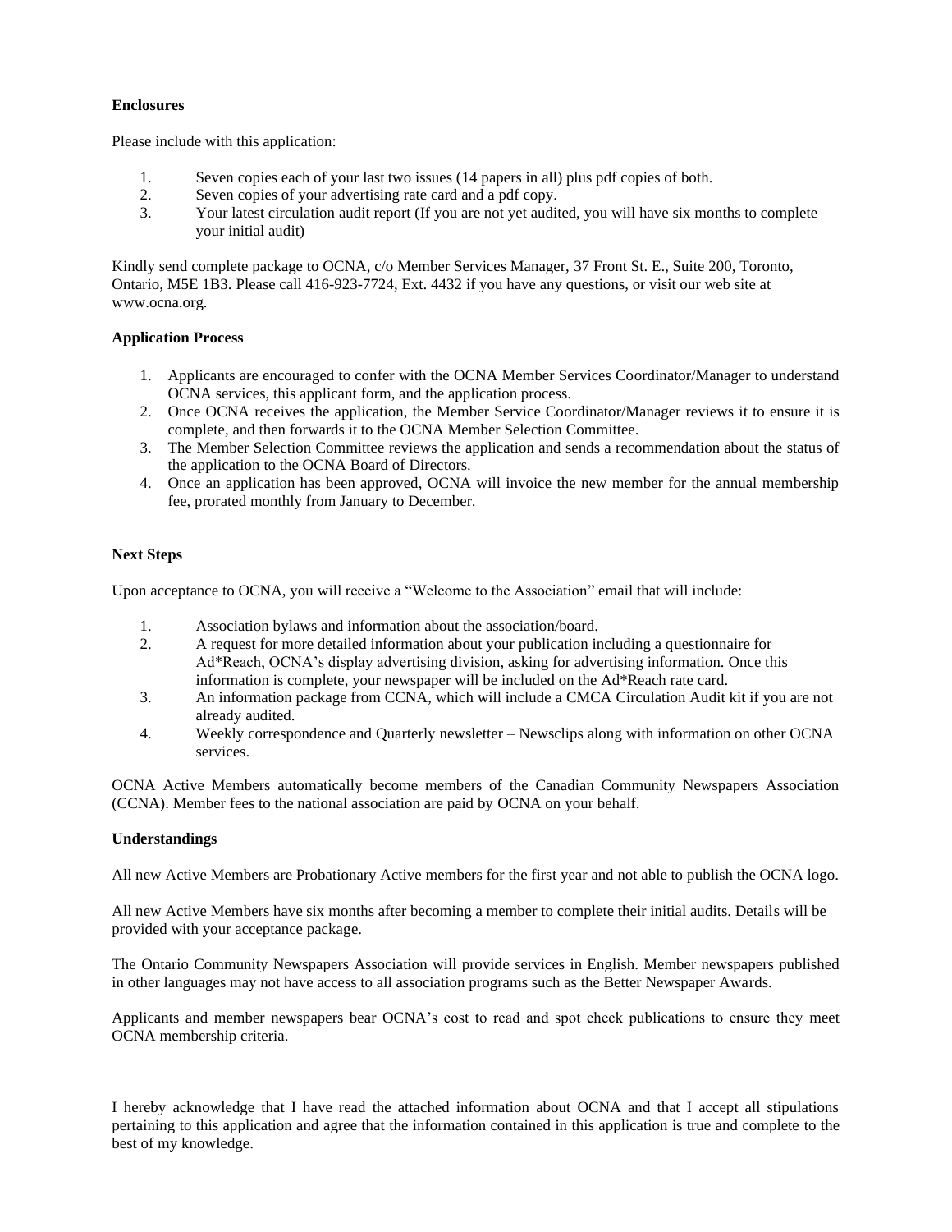**Enclosures**

Please include with this application:

1. Seven copies each of your last two issues (14 papers in all) plus pdf copies of both.
2. Seven copies of your advertising rate card and a pdf copy.
3. Your latest circulation audit report (If you are not yet audited, you will have six months to complete your initial audit)

Kindly send complete package to OCNA, c/o Member Services Manager, 37 Front St. E., Suite 200, Toronto, Ontario, M5E 1B3. Please call 416-923-7724, Ext. 4432 if you have any questions, or visit our web site at www.ocna.org.

**Application Process**

1. Applicants are encouraged to confer with the OCNA Member Services Coordinator/Manager to understand OCNA services, this applicant form, and the application process.
2. Once OCNA receives the application, the Member Service Coordinator/Manager reviews it to ensure it is complete, and then forwards it to the OCNA Member Selection Committee.
3. The Member Selection Committee reviews the application and sends a recommendation about the status of the application to the OCNA Board of Directors.
4. Once an application has been approved, OCNA will invoice the new member for the annual membership fee, prorated monthly from January to December.

**Next Steps**

Upon acceptance to OCNA, you will receive a "Welcome to the Association" email that will include:

1. Association bylaws and information about the association/board.
2. A request for more detailed information about your publication including a questionnaire for Ad*Reach, OCNA's display advertising division, asking for advertising information. Once this information is complete, your newspaper will be included on the Ad*Reach rate card.
3. An information package from CCNA, which will include a CMCA Circulation Audit kit if you are not already audited.
4. Weekly correspondence and Quarterly newsletter – Newsclips along with information on other OCNA services.

OCNA Active Members automatically become members of the Canadian Community Newspapers Association (CCNA). Member fees to the national association are paid by OCNA on your behalf.

**Understandings**

All new Active Members are Probationary Active members for the first year and not able to publish the OCNA logo.

All new Active Members have six months after becoming a member to complete their initial audits. Details will be provided with your acceptance package.

The Ontario Community Newspapers Association will provide services in English. Member newspapers published in other languages may not have access to all association programs such as the Better Newspaper Awards.

Applicants and member newspapers bear OCNA's cost to read and spot check publications to ensure they meet OCNA membership criteria.

I hereby acknowledge that I have read the attached information about OCNA and that I accept all stipulations pertaining to this application and agree that the information contained in this application is true and complete to the best of my knowledge.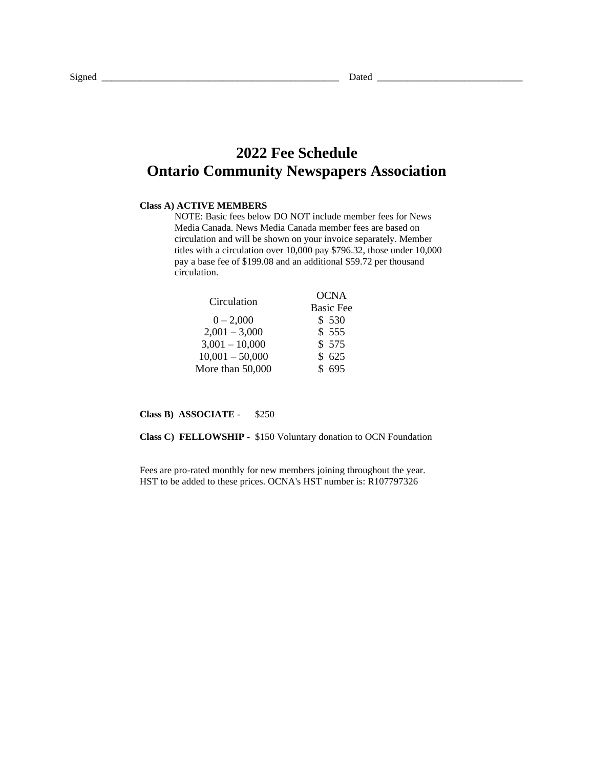Signed ___________________________________________________ Dated ______________________________

# 2022 Fee Schedule
# Ontario Community Newspapers Association

**Class A) ACTIVE MEMBERS**

NOTE: Basic fees below DO NOT include member fees for News Media Canada. News Media Canada member fees are based on circulation and will be shown on your invoice separately. Member titles with a circulation over 10,000 pay $796.32, those under 10,000 pay a base fee of $199.08 and an additional $59.72 per thousand circulation.

| Circulation | OCNA Basic Fee |
|---|---|
| 0 – 2,000 | $ 530 |
| 2,001 – 3,000 | $ 555 |
| 3,001 – 10,000 | $ 575 |
| 10,001 – 50,000 | $ 625 |
| More than 50,000 | $ 695 |

**Class B) ASSOCIATE** - $250

**Class C) FELLOWSHIP** - $150 Voluntary donation to OCN Foundation

Fees are pro-rated monthly for new members joining throughout the year.
HST to be added to these prices. OCNA's HST number is: R107797326